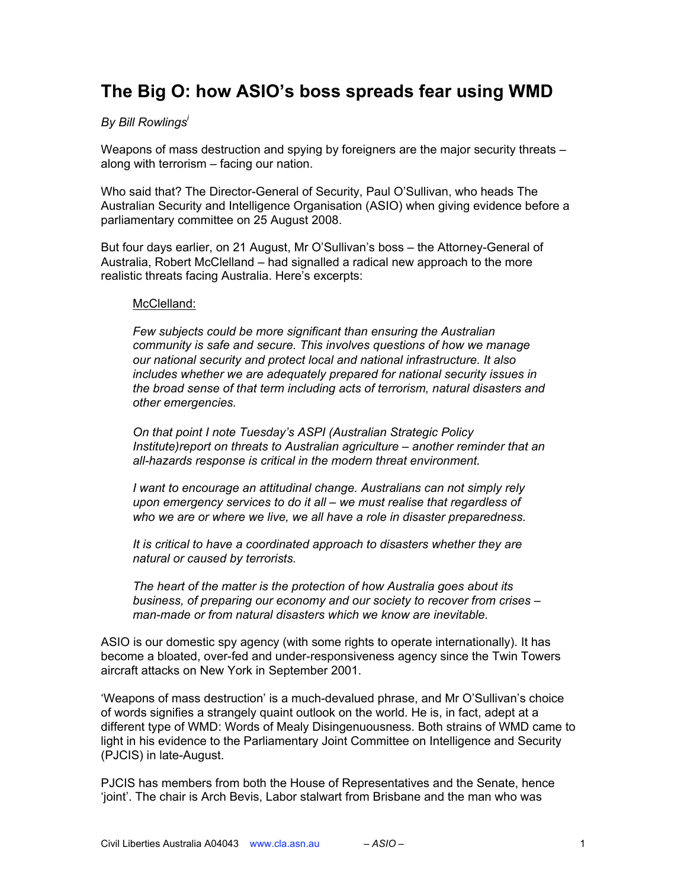# The Big O: how ASIO's boss spreads fear using WMD

*By Bill Rowlings*[i]

Weapons of mass destruction and spying by foreigners are the major security threats – along with terrorism – facing our nation.

Who said that? The Director-General of Security, Paul O'Sullivan, who heads The Australian Security and Intelligence Organisation (ASIO) when giving evidence before a parliamentary committee on 25 August 2008.

But four days earlier, on 21 August, Mr O'Sullivan's boss – the Attorney-General of Australia, Robert McClelland – had signalled a radical new approach to the more realistic threats facing Australia. Here's excerpts:

> <u>McClelland:</u>
>
> *Few subjects could be more significant than ensuring the Australian community is safe and secure. This involves questions of how we manage our national security and protect local and national infrastructure. It also includes whether we are adequately prepared for national security issues in the broad sense of that term including acts of terrorism, natural disasters and other emergencies.*
>
> *On that point I note Tuesday's ASPI (Australian Strategic Policy Institute)report on threats to Australian agriculture – another reminder that an all-hazards response is critical in the modern threat environment.*
>
> *I want to encourage an attitudinal change. Australians can not simply rely upon emergency services to do it all – we must realise that regardless of who we are or where we live, we all have a role in disaster preparedness.*
>
> *It is critical to have a coordinated approach to disasters whether they are natural or caused by terrorists.*
>
> *The heart of the matter is the protection of how Australia goes about its business, of preparing our economy and our society to recover from crises – man-made or from natural disasters which we know are inevitable.*

ASIO is our domestic spy agency (with some rights to operate internationally). It has become a bloated, over-fed and under-responsiveness agency since the Twin Towers aircraft attacks on New York in September 2001.

'Weapons of mass destruction' is a much-devalued phrase, and Mr O'Sullivan's choice of words signifies a strangely quaint outlook on the world. He is, in fact, adept at a different type of WMD: Words of Mealy Disingenuousness. Both strains of WMD came to light in his evidence to the Parliamentary Joint Committee on Intelligence and Security (PJCIS) in late-August.

PJCIS has members from both the House of Representatives and the Senate, hence 'joint'. The chair is Arch Bevis, Labor stalwart from Brisbane and the man who was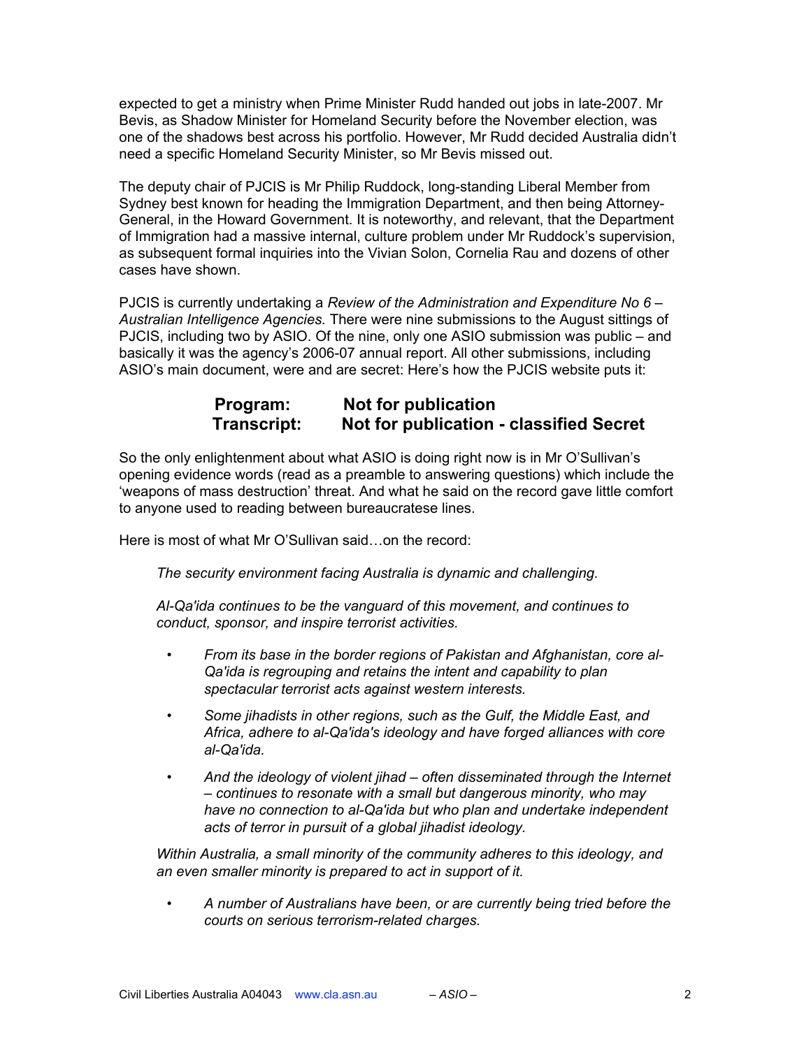expected to get a ministry when Prime Minister Rudd handed out jobs in late-2007. Mr Bevis, as Shadow Minister for Homeland Security before the November election, was one of the shadows best across his portfolio. However, Mr Rudd decided Australia didn't need a specific Homeland Security Minister, so Mr Bevis missed out.

The deputy chair of PJCIS is Mr Philip Ruddock, long-standing Liberal Member from Sydney best known for heading the Immigration Department, and then being Attorney-General, in the Howard Government. It is noteworthy, and relevant, that the Department of Immigration had a massive internal, culture problem under Mr Ruddock's supervision, as subsequent formal inquiries into the Vivian Solon, Cornelia Rau and dozens of other cases have shown.

PJCIS is currently undertaking a *Review of the Administration and Expenditure No 6 – Australian Intelligence Agencies.* There were nine submissions to the August sittings of PJCIS, including two by ASIO. Of the nine, only one ASIO submission was public – and basically it was the agency's 2006-07 annual report. All other submissions, including ASIO's main document, were and are secret: Here's how the PJCIS website puts it:

**Program: Not for publication**
**Transcript: Not for publication - classified Secret**

So the only enlightenment about what ASIO is doing right now is in Mr O'Sullivan's opening evidence words (read as a preamble to answering questions) which include the 'weapons of mass destruction' threat. And what he said on the record gave little comfort to anyone used to reading between bureaucratese lines.

Here is most of what Mr O'Sullivan said…on the record:

*The security environment facing Australia is dynamic and challenging.*

*Al-Qa'ida continues to be the vanguard of this movement, and continues to conduct, sponsor, and inspire terrorist activities.*

- *From its base in the border regions of Pakistan and Afghanistan, core al-Qa'ida is regrouping and retains the intent and capability to plan spectacular terrorist acts against western interests.*
- *Some jihadists in other regions, such as the Gulf, the Middle East, and Africa, adhere to al-Qa'ida's ideology and have forged alliances with core al-Qa'ida.*
- *And the ideology of violent jihad – often disseminated through the Internet – continues to resonate with a small but dangerous minority, who may have no connection to al-Qa'ida but who plan and undertake independent acts of terror in pursuit of a global jihadist ideology.*

*Within Australia, a small minority of the community adheres to this ideology, and an even smaller minority is prepared to act in support of it.*

- *A number of Australians have been, or are currently being tried before the courts on serious terrorism-related charges.*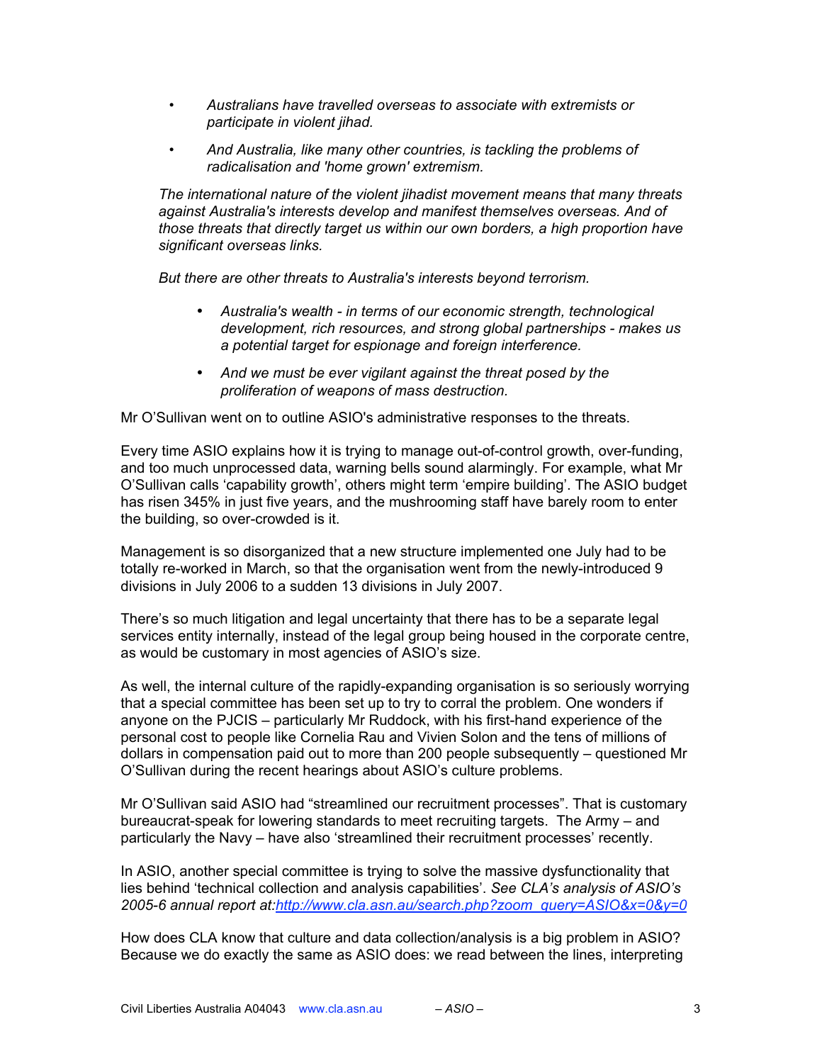- *Australians have travelled overseas to associate with extremists or participate in violent jihad.*
- *And Australia, like many other countries, is tackling the problems of radicalisation and 'home grown' extremism.*

*The international nature of the violent jihadist movement means that many threats against Australia's interests develop and manifest themselves overseas. And of those threats that directly target us within our own borders, a high proportion have significant overseas links.*

*But there are other threats to Australia's interests beyond terrorism.*

- *Australia's wealth - in terms of our economic strength, technological development, rich resources, and strong global partnerships - makes us a potential target for espionage and foreign interference.*
- *And we must be ever vigilant against the threat posed by the proliferation of weapons of mass destruction.*

Mr O'Sullivan went on to outline ASIO's administrative responses to the threats.

Every time ASIO explains how it is trying to manage out-of-control growth, over-funding, and too much unprocessed data, warning bells sound alarmingly. For example, what Mr O'Sullivan calls 'capability growth', others might term 'empire building'. The ASIO budget has risen 345% in just five years, and the mushrooming staff have barely room to enter the building, so over-crowded is it.

Management is so disorganized that a new structure implemented one July had to be totally re-worked in March, so that the organisation went from the newly-introduced 9 divisions in July 2006 to a sudden 13 divisions in July 2007.

There's so much litigation and legal uncertainty that there has to be a separate legal services entity internally, instead of the legal group being housed in the corporate centre, as would be customary in most agencies of ASIO's size.

As well, the internal culture of the rapidly-expanding organisation is so seriously worrying that a special committee has been set up to try to corral the problem. One wonders if anyone on the PJCIS – particularly Mr Ruddock, with his first-hand experience of the personal cost to people like Cornelia Rau and Vivien Solon and the tens of millions of dollars in compensation paid out to more than 200 people subsequently – questioned Mr O'Sullivan during the recent hearings about ASIO's culture problems.

Mr O'Sullivan said ASIO had "streamlined our recruitment processes". That is customary bureaucrat-speak for lowering standards to meet recruiting targets. The Army – and particularly the Navy – have also 'streamlined their recruitment processes' recently.

In ASIO, another special committee is trying to solve the massive dysfunctionality that lies behind 'technical collection and analysis capabilities'. *See CLA's analysis of ASIO's 2005-6 annual report at:[http://www.cla.asn.au/search.php?zoom_query=ASIO&x=0&y=0](http://www.cla.asn.au/search.php?zoom_query=ASIO&x=0&y=0)*

How does CLA know that culture and data collection/analysis is a big problem in ASIO? Because we do exactly the same as ASIO does: we read between the lines, interpreting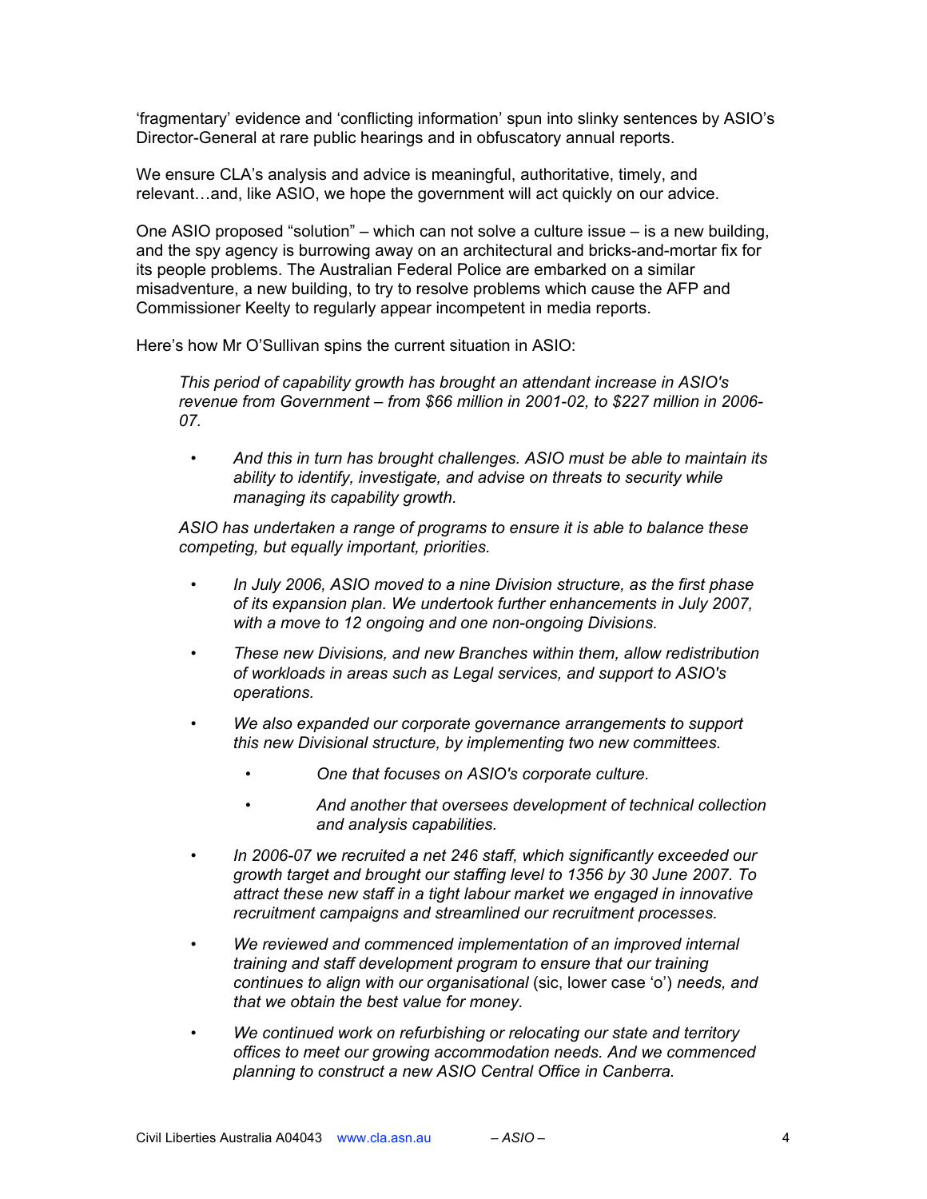'fragmentary' evidence and 'conflicting information' spun into slinky sentences by ASIO's Director-General at rare public hearings and in obfuscatory annual reports.

We ensure CLA's analysis and advice is meaningful, authoritative, timely, and relevant…and, like ASIO, we hope the government will act quickly on our advice.

One ASIO proposed "solution" – which can not solve a culture issue – is a new building, and the spy agency is burrowing away on an architectural and bricks-and-mortar fix for its people problems. The Australian Federal Police are embarked on a similar misadventure, a new building, to try to resolve problems which cause the AFP and Commissioner Keelty to regularly appear incompetent in media reports.

Here's how Mr O'Sullivan spins the current situation in ASIO:

> *This period of capability growth has brought an attendant increase in ASIO's revenue from Government – from $66 million in 2001-02, to $227 million in 2006-07.*
>
> - *And this in turn has brought challenges. ASIO must be able to maintain its ability to identify, investigate, and advise on threats to security while managing its capability growth.*
>
> *ASIO has undertaken a range of programs to ensure it is able to balance these competing, but equally important, priorities.*
>
> - *In July 2006, ASIO moved to a nine Division structure, as the first phase of its expansion plan. We undertook further enhancements in July 2007, with a move to 12 ongoing and one non-ongoing Divisions.*
> - *These new Divisions, and new Branches within them, allow redistribution of workloads in areas such as Legal services, and support to ASIO's operations.*
> - *We also expanded our corporate governance arrangements to support this new Divisional structure, by implementing two new committees.*
>     - *One that focuses on ASIO's corporate culture.*
>     - *And another that oversees development of technical collection and analysis capabilities.*
> - *In 2006-07 we recruited a net 246 staff, which significantly exceeded our growth target and brought our staffing level to 1356 by 30 June 2007. To attract these new staff in a tight labour market we engaged in innovative recruitment campaigns and streamlined our recruitment processes.*
> - *We reviewed and commenced implementation of an improved internal training and staff development program to ensure that our training continues to align with our organisational* (sic, lower case 'o') *needs, and that we obtain the best value for money.*
> - *We continued work on refurbishing or relocating our state and territory offices to meet our growing accommodation needs. And we commenced planning to construct a new ASIO Central Office in Canberra.*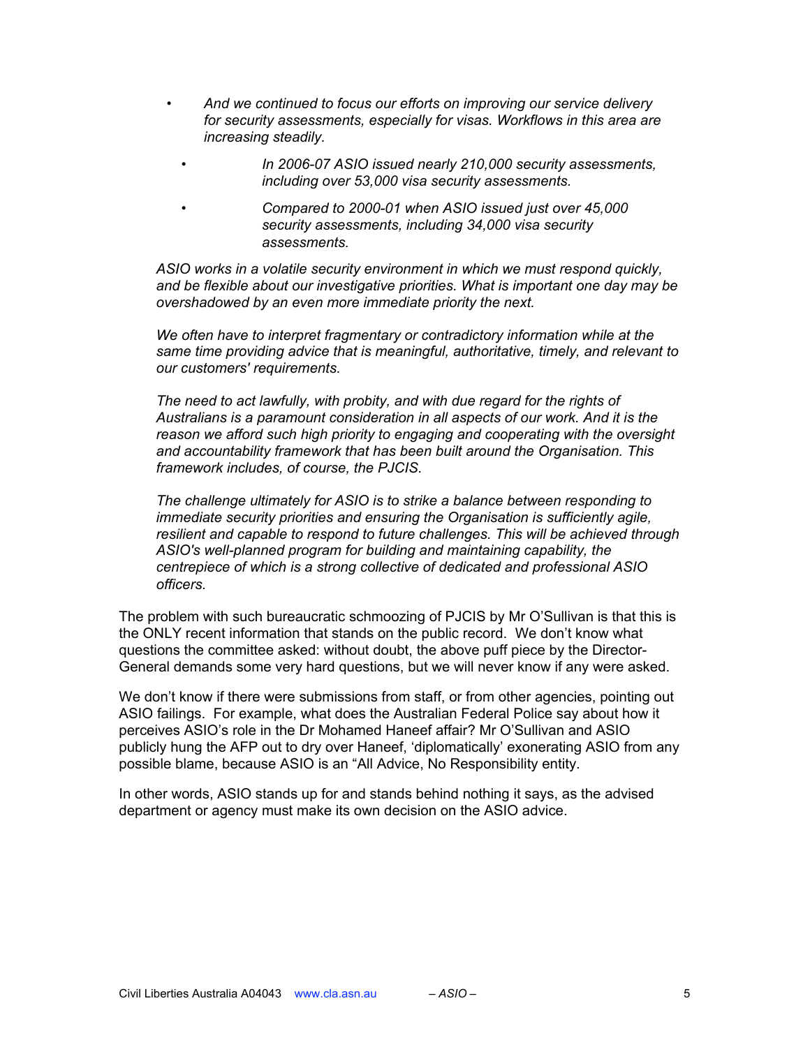- *And we continued to focus our efforts on improving our service delivery for security assessments, especially for visas. Workflows in this area are increasing steadily.*
  - *In 2006-07 ASIO issued nearly 210,000 security assessments, including over 53,000 visa security assessments.*
  - *Compared to 2000-01 when ASIO issued just over 45,000 security assessments, including 34,000 visa security assessments.*

*ASIO works in a volatile security environment in which we must respond quickly, and be flexible about our investigative priorities. What is important one day may be overshadowed by an even more immediate priority the next.*

*We often have to interpret fragmentary or contradictory information while at the same time providing advice that is meaningful, authoritative, timely, and relevant to our customers' requirements.*

*The need to act lawfully, with probity, and with due regard for the rights of Australians is a paramount consideration in all aspects of our work. And it is the reason we afford such high priority to engaging and cooperating with the oversight and accountability framework that has been built around the Organisation. This framework includes, of course, the PJCIS.*

*The challenge ultimately for ASIO is to strike a balance between responding to immediate security priorities and ensuring the Organisation is sufficiently agile, resilient and capable to respond to future challenges. This will be achieved through ASIO's well-planned program for building and maintaining capability, the centrepiece of which is a strong collective of dedicated and professional ASIO officers.*

The problem with such bureaucratic schmoozing of PJCIS by Mr O'Sullivan is that this is the ONLY recent information that stands on the public record. We don't know what questions the committee asked: without doubt, the above puff piece by the Director-General demands some very hard questions, but we will never know if any were asked.

We don't know if there were submissions from staff, or from other agencies, pointing out ASIO failings. For example, what does the Australian Federal Police say about how it perceives ASIO's role in the Dr Mohamed Haneef affair? Mr O'Sullivan and ASIO publicly hung the AFP out to dry over Haneef, 'diplomatically' exonerating ASIO from any possible blame, because ASIO is an "All Advice, No Responsibility entity.

In other words, ASIO stands up for and stands behind nothing it says, as the advised department or agency must make its own decision on the ASIO advice.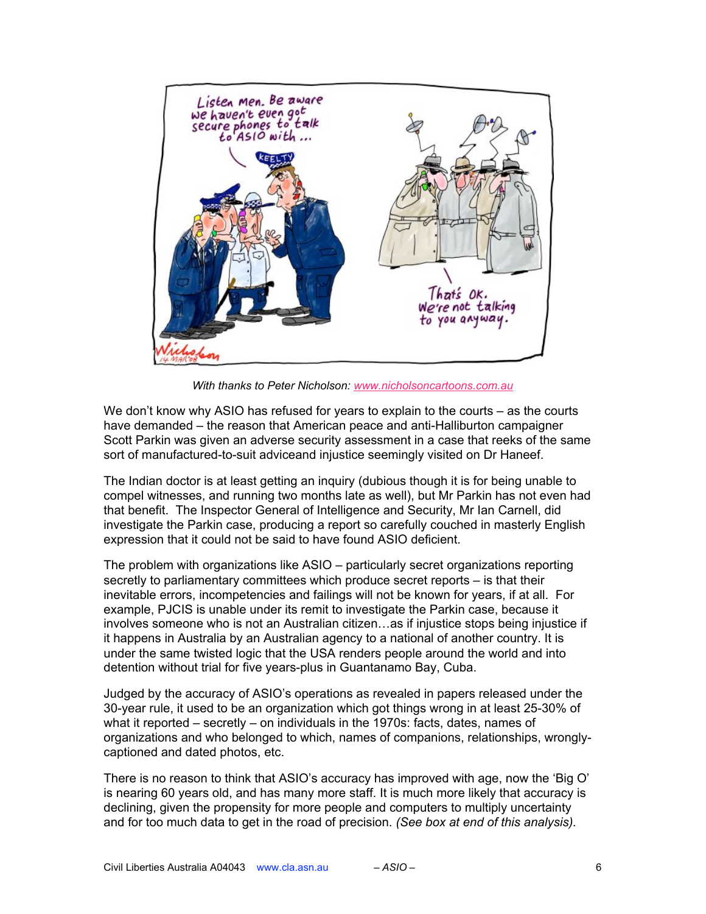*With thanks to Peter Nicholson: www.nicholsoncartoons.com.au*

We don't know why ASIO has refused for years to explain to the courts – as the courts have demanded – the reason that American peace and anti-Halliburton campaigner Scott Parkin was given an adverse security assessment in a case that reeks of the same sort of manufactured-to-suit adviceand injustice seemingly visited on Dr Haneef.

The Indian doctor is at least getting an inquiry (dubious though it is for being unable to compel witnesses, and running two months late as well), but Mr Parkin has not even had that benefit. The Inspector General of Intelligence and Security, Mr Ian Carnell, did investigate the Parkin case, producing a report so carefully couched in masterly English expression that it could not be said to have found ASIO deficient.

The problem with organizations like ASIO – particularly secret organizations reporting secretly to parliamentary committees which produce secret reports – is that their inevitable errors, incompetencies and failings will not be known for years, if at all. For example, PJCIS is unable under its remit to investigate the Parkin case, because it involves someone who is not an Australian citizen…as if injustice stops being injustice if it happens in Australia by an Australian agency to a national of another country. It is under the same twisted logic that the USA renders people around the world and into detention without trial for five years-plus in Guantanamo Bay, Cuba.

Judged by the accuracy of ASIO's operations as revealed in papers released under the 30-year rule, it used to be an organization which got things wrong in at least 25-30% of what it reported – secretly – on individuals in the 1970s: facts, dates, names of organizations and who belonged to which, names of companions, relationships, wrongly-captioned and dated photos, etc.

There is no reason to think that ASIO's accuracy has improved with age, now the 'Big O' is nearing 60 years old, and has many more staff. It is much more likely that accuracy is declining, given the propensity for more people and computers to multiply uncertainty and for too much data to get in the road of precision. *(See box at end of this analysis).*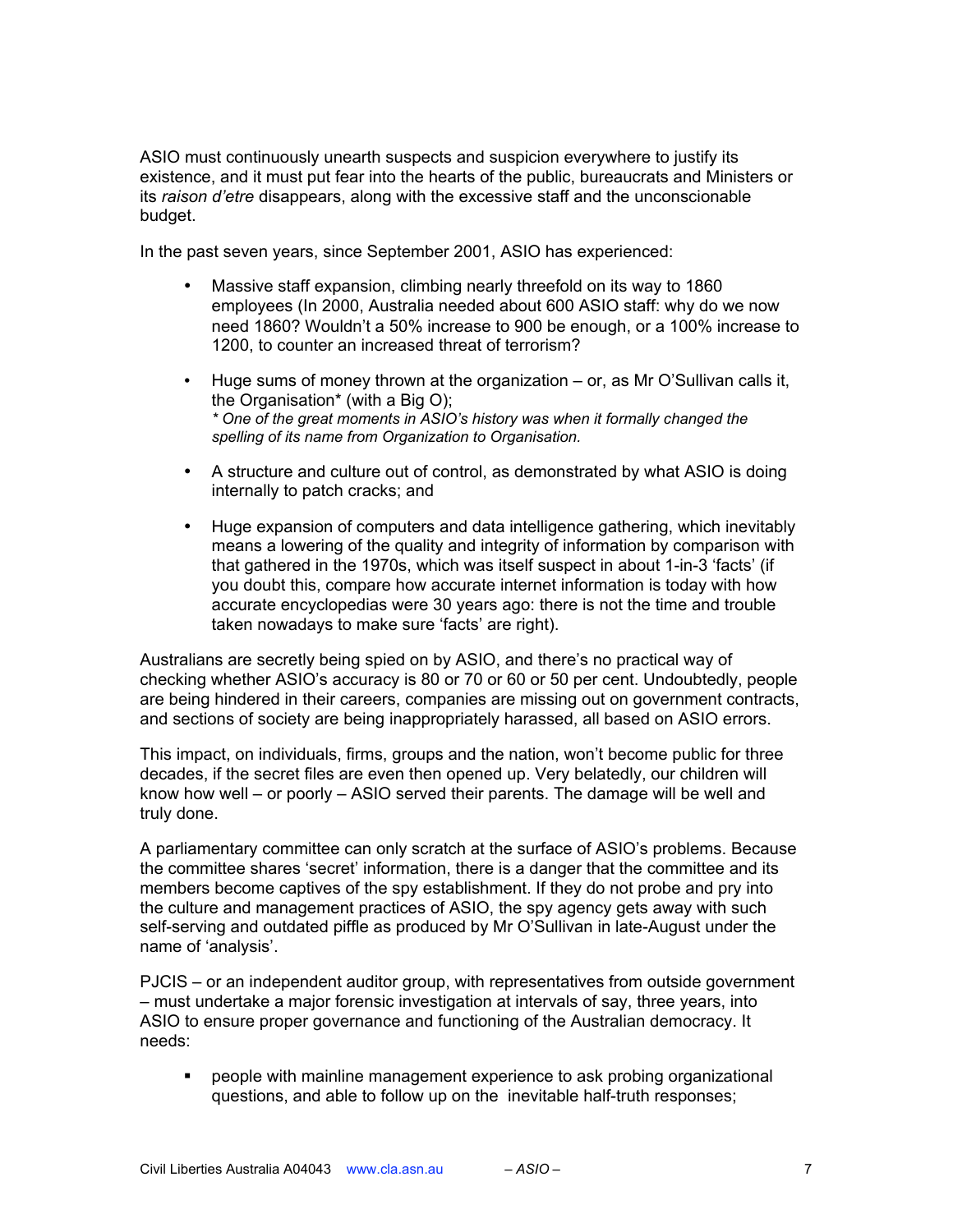ASIO must continuously unearth suspects and suspicion everywhere to justify its existence, and it must put fear into the hearts of the public, bureaucrats and Ministers or its *raison d'etre* disappears, along with the excessive staff and the unconscionable budget.

In the past seven years, since September 2001, ASIO has experienced:

- Massive staff expansion, climbing nearly threefold on its way to 1860 employees (In 2000, Australia needed about 600 ASIO staff: why do we now need 1860? Wouldn't a 50% increase to 900 be enough, or a 100% increase to 1200, to counter an increased threat of terrorism?

- Huge sums of money thrown at the organization – or, as Mr O'Sullivan calls it, the Organisation* (with a Big O);
  *\* One of the great moments in ASIO's history was when it formally changed the spelling of its name from Organization to Organisation.*

- A structure and culture out of control, as demonstrated by what ASIO is doing internally to patch cracks; and

- Huge expansion of computers and data intelligence gathering, which inevitably means a lowering of the quality and integrity of information by comparison with that gathered in the 1970s, which was itself suspect in about 1-in-3 'facts' (if you doubt this, compare how accurate internet information is today with how accurate encyclopedias were 30 years ago: there is not the time and trouble taken nowadays to make sure 'facts' are right).

Australians are secretly being spied on by ASIO, and there's no practical way of checking whether ASIO's accuracy is 80 or 70 or 60 or 50 per cent. Undoubtedly, people are being hindered in their careers, companies are missing out on government contracts, and sections of society are being inappropriately harassed, all based on ASIO errors.

This impact, on individuals, firms, groups and the nation, won't become public for three decades, if the secret files are even then opened up. Very belatedly, our children will know how well – or poorly – ASIO served their parents. The damage will be well and truly done.

A parliamentary committee can only scratch at the surface of ASIO's problems. Because the committee shares 'secret' information, there is a danger that the committee and its members become captives of the spy establishment. If they do not probe and pry into the culture and management practices of ASIO, the spy agency gets away with such self-serving and outdated piffle as produced by Mr O'Sullivan in late-August under the name of 'analysis'.

PJCIS – or an independent auditor group, with representatives from outside government – must undertake a major forensic investigation at intervals of say, three years, into ASIO to ensure proper governance and functioning of the Australian democracy. It needs:

- people with mainline management experience to ask probing organizational questions, and able to follow up on the inevitable half-truth responses;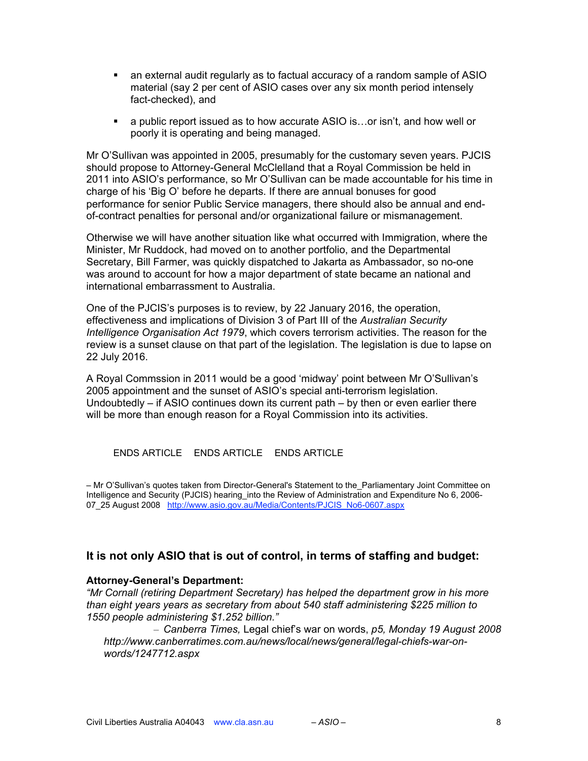- an external audit regularly as to factual accuracy of a random sample of ASIO material (say 2 per cent of ASIO cases over any six month period intensely fact-checked), and
- a public report issued as to how accurate ASIO is…or isn't, and how well or poorly it is operating and being managed.

Mr O'Sullivan was appointed in 2005, presumably for the customary seven years. PJCIS should propose to Attorney-General McClelland that a Royal Commission be held in 2011 into ASIO's performance, so Mr O'Sullivan can be made accountable for his time in charge of his 'Big O' before he departs. If there are annual bonuses for good performance for senior Public Service managers, there should also be annual and end-of-contract penalties for personal and/or organizational failure or mismanagement.

Otherwise we will have another situation like what occurred with Immigration, where the Minister, Mr Ruddock, had moved on to another portfolio, and the Departmental Secretary, Bill Farmer, was quickly dispatched to Jakarta as Ambassador, so no-one was around to account for how a major department of state became an national and international embarrassment to Australia.

One of the PJCIS's purposes is to review, by 22 January 2016, the operation, effectiveness and implications of Division 3 of Part III of the *Australian Security Intelligence Organisation Act 1979*, which covers terrorism activities. The reason for the review is a sunset clause on that part of the legislation. The legislation is due to lapse on 22 July 2016.

A Royal Commssion in 2011 would be a good 'midway' point between Mr O'Sullivan's 2005 appointment and the sunset of ASIO's special anti-terrorism legislation. Undoubtedly – if ASIO continues down its current path – by then or even earlier there will be more than enough reason for a Royal Commission into its activities.

ENDS ARTICLE    ENDS ARTICLE    ENDS ARTICLE

– Mr O'Sullivan's quotes taken from Director-General's Statement to the_Parliamentary Joint Committee on Intelligence and Security (PJCIS) hearing_into the Review of Administration and Expenditure No 6, 2006-07_25 August 2008   http://www.asio.gov.au/Media/Contents/PJCIS_No6-0607.aspx

## It is not only ASIO that is out of control, in terms of staffing and budget:

**Attorney-General's Department:**

*"Mr Cornall (retiring Department Secretary) has helped the department grow in his more than eight years years as secretary from about 540 staff administering $225 million to 1550 people administering $1.252 billion."*

– *Canberra Times,* Legal chief's war on words, *p5, Monday 19 August 2008 http://www.canberratimes.com.au/news/local/news/general/legal-chiefs-war-on-words/1247712.aspx*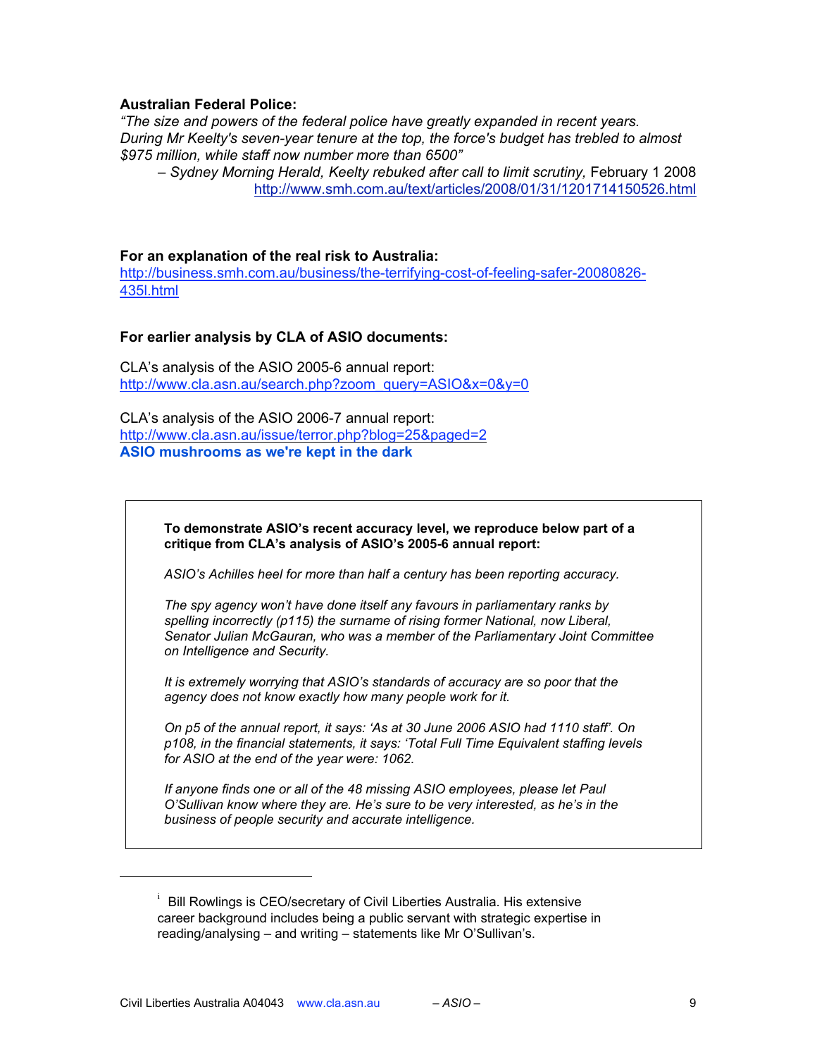**Australian Federal Police:**

*"The size and powers of the federal police have greatly expanded in recent years. During Mr Keelty's seven-year tenure at the top, the force's budget has trebled to almost $975 million, while staff now number more than 6500"*

– *Sydney Morning Herald, Keelty rebuked after call to limit scrutiny,* February 1 2008
http://www.smh.com.au/text/articles/2008/01/31/1201714150526.html

**For an explanation of the real risk to Australia:**
http://business.smh.com.au/business/the-terrifying-cost-of-feeling-safer-20080826-435l.html

**For earlier analysis by CLA of ASIO documents:**

CLA's analysis of the ASIO 2005-6 annual report:
http://www.cla.asn.au/search.php?zoom_query=ASIO&x=0&y=0

CLA's analysis of the ASIO 2006-7 annual report:
http://www.cla.asn.au/issue/terror.php?blog=25&paged=2
**ASIO mushrooms as we're kept in the dark**

---

**To demonstrate ASIO's recent accuracy level, we reproduce below part of a critique from CLA's analysis of ASIO's 2005-6 annual report:**

*ASIO's Achilles heel for more than half a century has been reporting accuracy.*

*The spy agency won't have done itself any favours in parliamentary ranks by spelling incorrectly (p115) the surname of rising former National, now Liberal, Senator Julian McGauran, who was a member of the Parliamentary Joint Committee on Intelligence and Security.*

*It is extremely worrying that ASIO's standards of accuracy are so poor that the agency does not know exactly how many people work for it.*

*On p5 of the annual report, it says: 'As at 30 June 2006 ASIO had 1110 staff'. On p108, in the financial statements, it says: 'Total Full Time Equivalent staffing levels for ASIO at the end of the year were: 1062.*

*If anyone finds one or all of the 48 missing ASIO employees, please let Paul O'Sullivan know where they are. He's sure to be very interested, as he's in the business of people security and accurate intelligence.*

---

[i] Bill Rowlings is CEO/secretary of Civil Liberties Australia. His extensive career background includes being a public servant with strategic expertise in reading/analysing – and writing – statements like Mr O'Sullivan's.